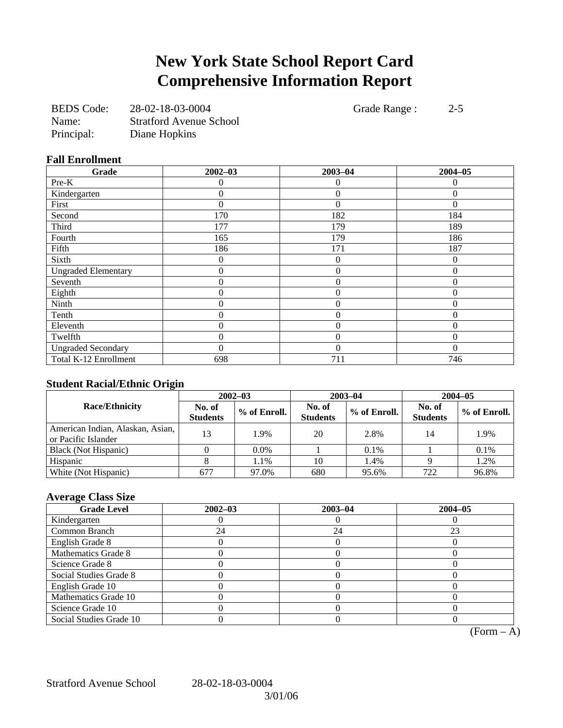# New York State School Report Card
# Comprehensive Information Report

BEDS Code: 28-02-18-03-0004 Grade Range : 2-5
Name: Stratford Avenue School
Principal: Diane Hopkins

### Fall Enrollment

| Grade | 2002–03 | 2003–04 | 2004–05 |
|---|---|---|---|
| Pre-K | 0 | 0 | 0 |
| Kindergarten | 0 | 0 | 0 |
| First | 0 | 0 | 0 |
| Second | 170 | 182 | 184 |
| Third | 177 | 179 | 189 |
| Fourth | 165 | 179 | 186 |
| Fifth | 186 | 171 | 187 |
| Sixth | 0 | 0 | 0 |
| Ungraded Elementary | 0 | 0 | 0 |
| Seventh | 0 | 0 | 0 |
| Eighth | 0 | 0 | 0 |
| Ninth | 0 | 0 | 0 |
| Tenth | 0 | 0 | 0 |
| Eleventh | 0 | 0 | 0 |
| Twelfth | 0 | 0 | 0 |
| Ungraded Secondary | 0 | 0 | 0 |
| Total K-12 Enrollment | 698 | 711 | 746 |

### Student Racial/Ethnic Origin

| Race/Ethnicity | 2002–03 | | 2003–04 | | 2004–05 | |
|---|---|---|---|---|---|---|
| | No. of Students | % of Enroll. | No. of Students | % of Enroll. | No. of Students | % of Enroll. |
| American Indian, Alaskan, Asian, or Pacific Islander | 13 | 1.9% | 20 | 2.8% | 14 | 1.9% |
| Black (Not Hispanic) | 0 | 0.0% | 1 | 0.1% | 1 | 0.1% |
| Hispanic | 8 | 1.1% | 10 | 1.4% | 9 | 1.2% |
| White (Not Hispanic) | 677 | 97.0% | 680 | 95.6% | 722 | 96.8% |

### Average Class Size

| Grade Level | 2002–03 | 2003–04 | 2004–05 |
|---|---|---|---|
| Kindergarten | 0 | 0 | 0 |
| Common Branch | 24 | 24 | 23 |
| English Grade 8 | 0 | 0 | 0 |
| Mathematics Grade 8 | 0 | 0 | 0 |
| Science Grade 8 | 0 | 0 | 0 |
| Social Studies Grade 8 | 0 | 0 | 0 |
| English Grade 10 | 0 | 0 | 0 |
| Mathematics Grade 10 | 0 | 0 | 0 |
| Science Grade 10 | 0 | 0 | 0 |
| Social Studies Grade 10 | 0 | 0 | 0 |

(Form – A)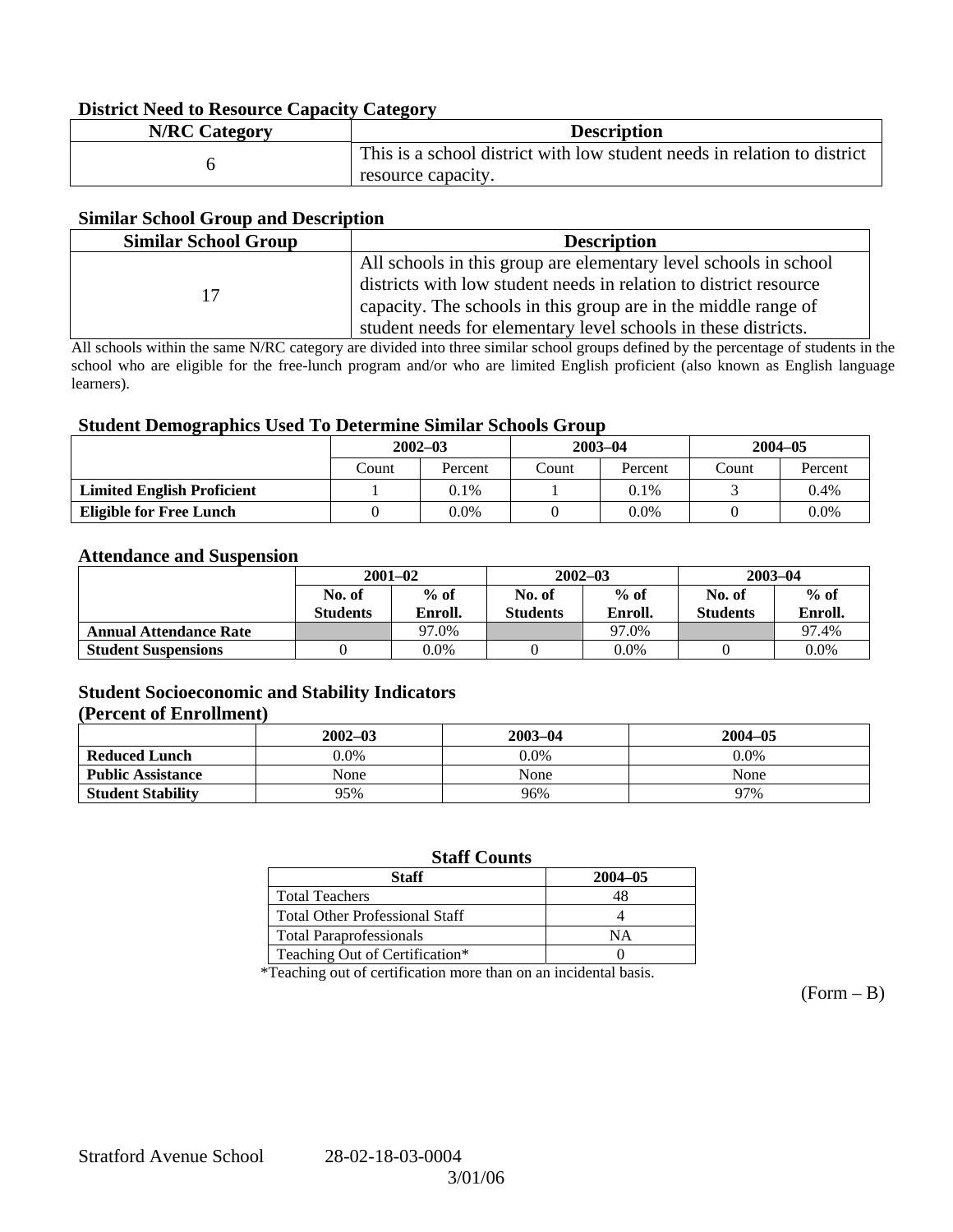### District Need to Resource Capacity Category

| N/RC Category | Description |
|---|---|
| 6 | This is a school district with low student needs in relation to district resource capacity. |

### Similar School Group and Description

| Similar School Group | Description |
|---|---|
| 17 | All schools in this group are elementary level schools in school districts with low student needs in relation to district resource capacity. The schools in this group are in the middle range of student needs for elementary level schools in these districts. |

All schools within the same N/RC category are divided into three similar school groups defined by the percentage of students in the school who are eligible for the free-lunch program and/or who are limited English proficient (also known as English language learners).

### Student Demographics Used To Determine Similar Schools Group

| | 2002–03 | | 2003–04 | | 2004–05 | |
|---|---|---|---|---|---|---|
| | Count | Percent | Count | Percent | Count | Percent |
| **Limited English Proficient** | 1 | 0.1% | 1 | 0.1% | 3 | 0.4% |
| **Eligible for Free Lunch** | 0 | 0.0% | 0 | 0.0% | 0 | 0.0% |

### Attendance and Suspension

| | 2001–02 | | 2002–03 | | 2003–04 | |
|---|---|---|---|---|---|---|
| | No. of Students | % of Enroll. | No. of Students | % of Enroll. | No. of Students | % of Enroll. |
| **Annual Attendance Rate** | | 97.0% | | 97.0% | | 97.4% |
| **Student Suspensions** | 0 | 0.0% | 0 | 0.0% | 0 | 0.0% |

### Student Socioeconomic and Stability Indicators (Percent of Enrollment)

| | 2002–03 | 2003–04 | 2004–05 |
|---|---|---|---|
| **Reduced Lunch** | 0.0% | 0.0% | 0.0% |
| **Public Assistance** | None | None | None |
| **Student Stability** | 95% | 96% | 97% |

### Staff Counts

| Staff | 2004–05 |
|---|---|
| Total Teachers | 48 |
| Total Other Professional Staff | 4 |
| Total Paraprofessionals | NA |
| Teaching Out of Certification* | 0 |

*Teaching out of certification more than on an incidental basis.

(Form – B)

Stratford Avenue School 28-02-18-03-0004

3/01/06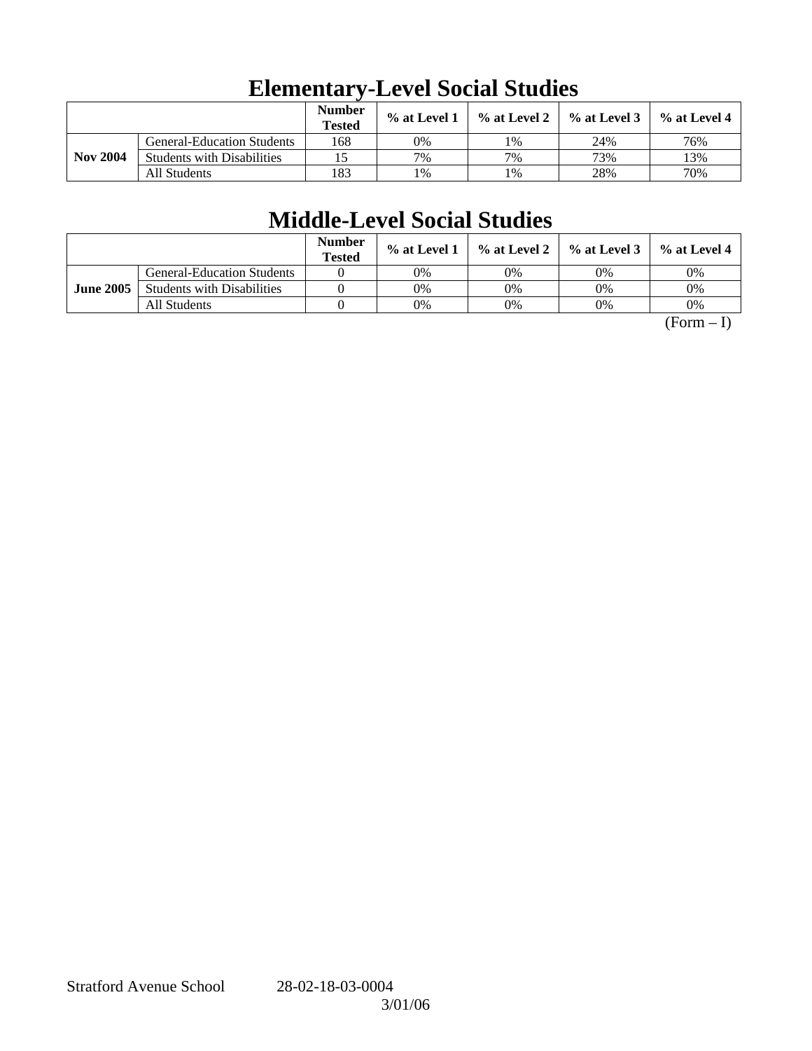# Elementary-Level Social Studies

| | | Number Tested | % at Level 1 | % at Level 2 | % at Level 3 | % at Level 4 |
|---|---|---|---|---|---|---|
| **Nov 2004** | General-Education Students | 168 | 0% | 1% | 24% | 76% |
| | Students with Disabilities | 15 | 7% | 7% | 73% | 13% |
| | All Students | 183 | 1% | 1% | 28% | 70% |

# Middle-Level Social Studies

| | | Number Tested | % at Level 1 | % at Level 2 | % at Level 3 | % at Level 4 |
|---|---|---|---|---|---|---|
| **June 2005** | General-Education Students | 0 | 0% | 0% | 0% | 0% |
| | Students with Disabilities | 0 | 0% | 0% | 0% | 0% |
| | All Students | 0 | 0% | 0% | 0% | 0% |

(Form – I)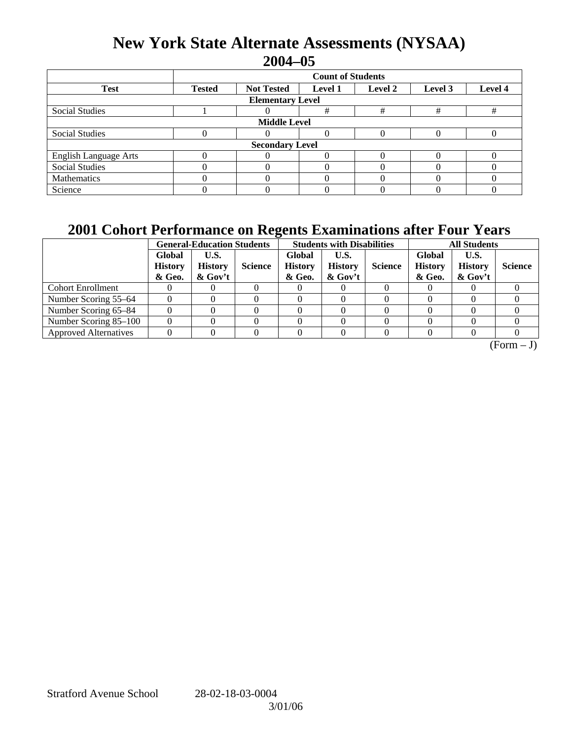# New York State Alternate Assessments (NYSAA)
## 2004–05

| Test | Count of Students | | | | | |
|---|---|---|---|---|---|---|
| | Tested | Not Tested | Level 1 | Level 2 | Level 3 | Level 4 |
| **Elementary Level** | | | | | | |
| Social Studies | 1 | 0 | # | # | # | # |
| **Middle Level** | | | | | | |
| Social Studies | 0 | 0 | 0 | 0 | 0 | 0 |
| **Secondary Level** | | | | | | |
| English Language Arts | 0 | 0 | 0 | 0 | 0 | 0 |
| Social Studies | 0 | 0 | 0 | 0 | 0 | 0 |
| Mathematics | 0 | 0 | 0 | 0 | 0 | 0 |
| Science | 0 | 0 | 0 | 0 | 0 | 0 |

# 2001 Cohort Performance on Regents Examinations after Four Years

| | General-Education Students | | | Students with Disabilities | | | All Students | | |
|---|---|---|---|---|---|---|---|---|---|
| | Global History & Geo. | U.S. History & Gov't | Science | Global History & Geo. | U.S. History & Gov't | Science | Global History & Geo. | U.S. History & Gov't | Science |
| Cohort Enrollment | 0 | 0 | 0 | 0 | 0 | 0 | 0 | 0 | 0 |
| Number Scoring 55–64 | 0 | 0 | 0 | 0 | 0 | 0 | 0 | 0 | 0 |
| Number Scoring 65–84 | 0 | 0 | 0 | 0 | 0 | 0 | 0 | 0 | 0 |
| Number Scoring 85–100 | 0 | 0 | 0 | 0 | 0 | 0 | 0 | 0 | 0 |
| Approved Alternatives | 0 | 0 | 0 | 0 | 0 | 0 | 0 | 0 | 0 |

(Form – J)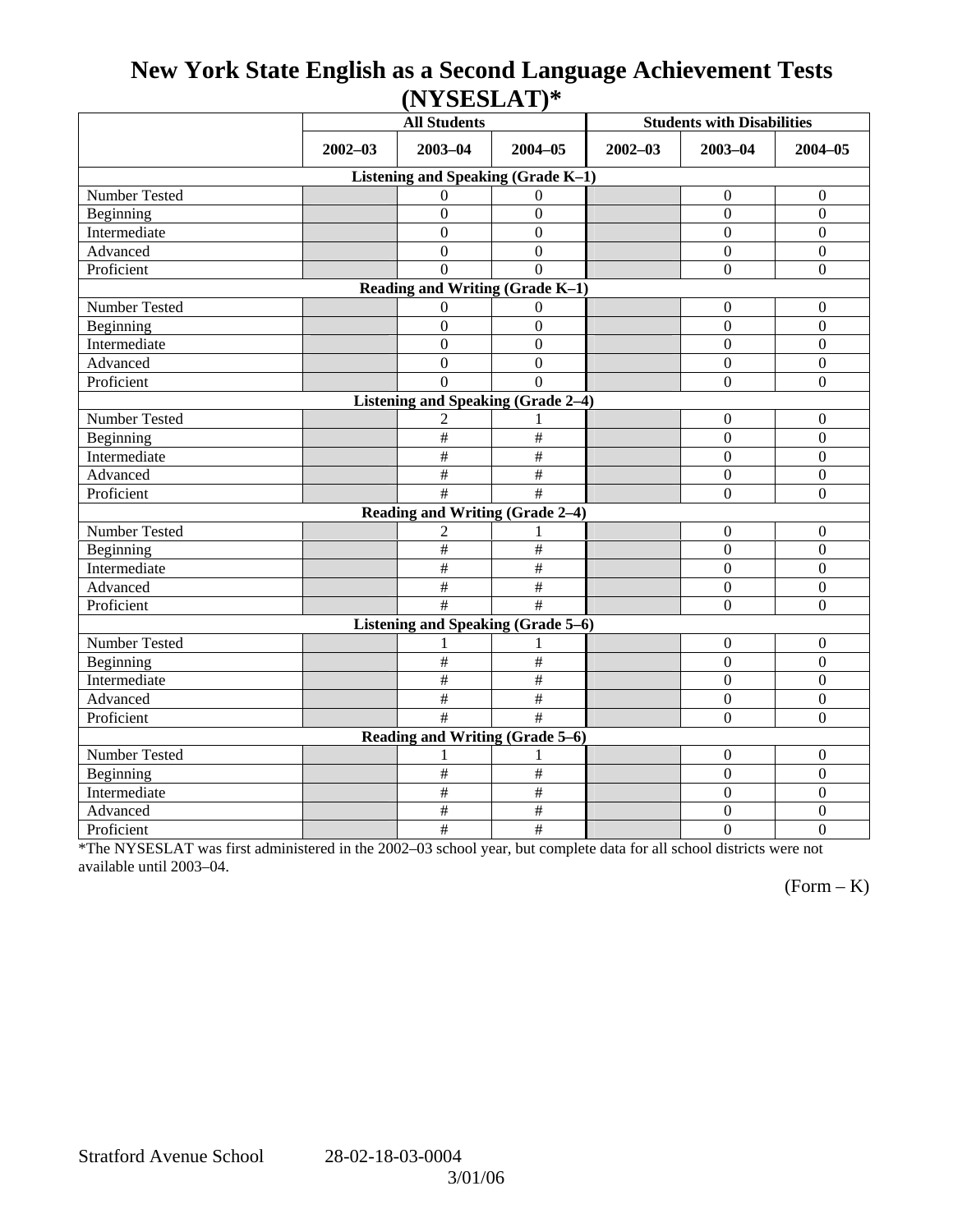# New York State English as a Second Language Achievement Tests (NYSESLAT)*

| | All Students | | | Students with Disabilities | | |
|---|---|---|---|---|---|---|
| | 2002–03 | 2003–04 | 2004–05 | 2002–03 | 2003–04 | 2004–05 |
| **Listening and Speaking (Grade K–1)** | | | | | | |
| Number Tested | | 0 | 0 | | 0 | 0 |
| Beginning | | 0 | 0 | | 0 | 0 |
| Intermediate | | 0 | 0 | | 0 | 0 |
| Advanced | | 0 | 0 | | 0 | 0 |
| Proficient | | 0 | 0 | | 0 | 0 |
| **Reading and Writing (Grade K–1)** | | | | | | |
| Number Tested | | 0 | 0 | | 0 | 0 |
| Beginning | | 0 | 0 | | 0 | 0 |
| Intermediate | | 0 | 0 | | 0 | 0 |
| Advanced | | 0 | 0 | | 0 | 0 |
| Proficient | | 0 | 0 | | 0 | 0 |
| **Listening and Speaking (Grade 2–4)** | | | | | | |
| Number Tested | | 2 | 1 | | 0 | 0 |
| Beginning | | # | # | | 0 | 0 |
| Intermediate | | # | # | | 0 | 0 |
| Advanced | | # | # | | 0 | 0 |
| Proficient | | # | # | | 0 | 0 |
| **Reading and Writing (Grade 2–4)** | | | | | | |
| Number Tested | | 2 | 1 | | 0 | 0 |
| Beginning | | # | # | | 0 | 0 |
| Intermediate | | # | # | | 0 | 0 |
| Advanced | | # | # | | 0 | 0 |
| Proficient | | # | # | | 0 | 0 |
| **Listening and Speaking (Grade 5–6)** | | | | | | |
| Number Tested | | 1 | 1 | | 0 | 0 |
| Beginning | | # | # | | 0 | 0 |
| Intermediate | | # | # | | 0 | 0 |
| Advanced | | # | # | | 0 | 0 |
| Proficient | | # | # | | 0 | 0 |
| **Reading and Writing (Grade 5–6)** | | | | | | |
| Number Tested | | 1 | 1 | | 0 | 0 |
| Beginning | | # | # | | 0 | 0 |
| Intermediate | | # | # | | 0 | 0 |
| Advanced | | # | # | | 0 | 0 |
| Proficient | | # | # | | 0 | 0 |

*The NYSESLAT was first administered in the 2002–03 school year, but complete data for all school districts were not available until 2003–04.

(Form – K)

Stratford Avenue School 28-02-18-03-0004

3/01/06